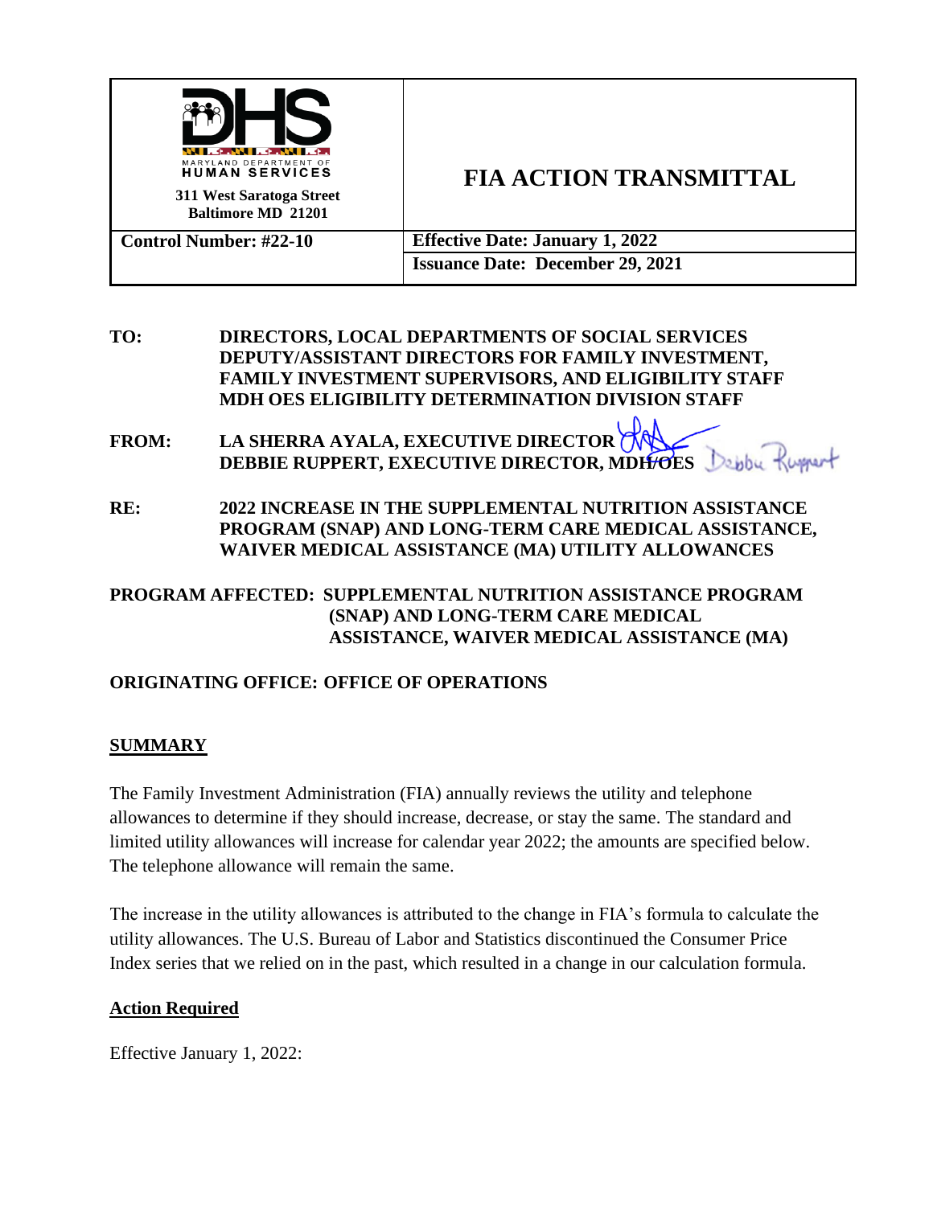| MARYLAND DEPARTMENT OF HUMAN SERVICES<br>311 West Saratoga Street<br>Baltimore MD 21201 | **FIA ACTION TRANSMITTAL** |
| --- | --- |
| **Control Number: #22-10** | **Effective Date: January 1, 2022** |
| | **Issuance Date: December 29, 2021** |

**TO:** DIRECTORS, LOCAL DEPARTMENTS OF SOCIAL SERVICES
DEPUTY/ASSISTANT DIRECTORS FOR FAMILY INVESTMENT,
FAMILY INVESTMENT SUPERVISORS, AND ELIGIBILITY STAFF
MDH OES ELIGIBILITY DETERMINATION DIVISION STAFF

**FROM:** LA SHERRA AYALA, EXECUTIVE DIRECTOR
DEBBIE RUPPERT, EXECUTIVE DIRECTOR, MDH/OES

**RE:** 2022 INCREASE IN THE SUPPLEMENTAL NUTRITION ASSISTANCE PROGRAM (SNAP) AND LONG-TERM CARE MEDICAL ASSISTANCE, WAIVER MEDICAL ASSISTANCE (MA) UTILITY ALLOWANCES

**PROGRAM AFFECTED:** SUPPLEMENTAL NUTRITION ASSISTANCE PROGRAM (SNAP) AND LONG-TERM CARE MEDICAL ASSISTANCE, WAIVER MEDICAL ASSISTANCE (MA)

**ORIGINATING OFFICE:** OFFICE OF OPERATIONS

## SUMMARY

The Family Investment Administration (FIA) annually reviews the utility and telephone allowances to determine if they should increase, decrease, or stay the same. The standard and limited utility allowances will increase for calendar year 2022; the amounts are specified below. The telephone allowance will remain the same.

The increase in the utility allowances is attributed to the change in FIA's formula to calculate the utility allowances. The U.S. Bureau of Labor and Statistics discontinued the Consumer Price Index series that we relied on in the past, which resulted in a change in our calculation formula.

## Action Required

Effective January 1, 2022: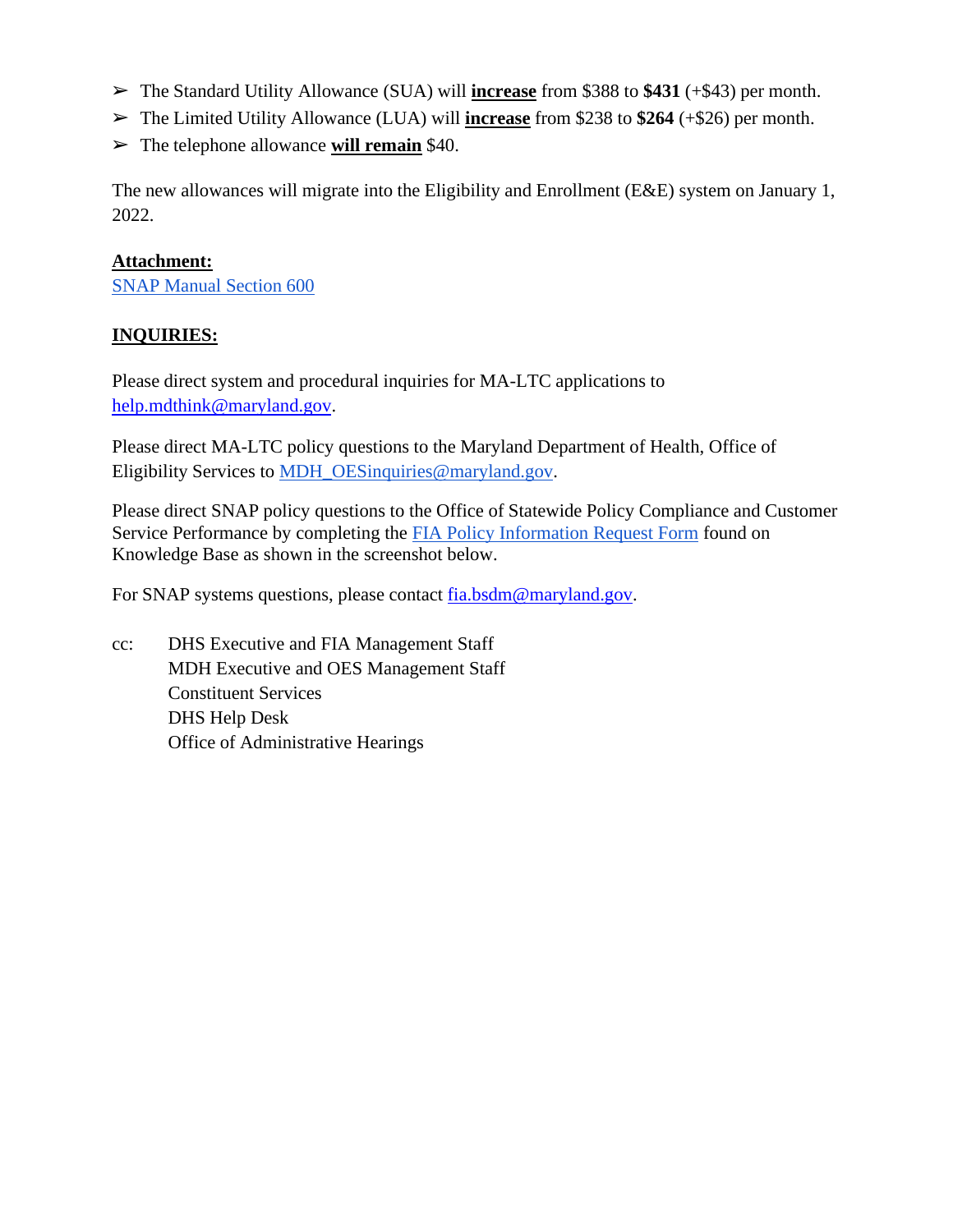- The Standard Utility Allowance (SUA) will **increase** from $388 to **$431** (+$43) per month.
- The Limited Utility Allowance (LUA) will **increase** from $238 to **$264** (+$26) per month.
- The telephone allowance **will remain** $40.

The new allowances will migrate into the Eligibility and Enrollment (E&E) system on January 1, 2022.

**Attachment:**
SNAP Manual Section 600

**INQUIRIES:**

Please direct system and procedural inquiries for MA-LTC applications to help.mdthink@maryland.gov.

Please direct MA-LTC policy questions to the Maryland Department of Health, Office of Eligibility Services to MDH_OESinquiries@maryland.gov.

Please direct SNAP policy questions to the Office of Statewide Policy Compliance and Customer Service Performance by completing the FIA Policy Information Request Form found on Knowledge Base as shown in the screenshot below.

For SNAP systems questions, please contact fia.bsdm@maryland.gov.

cc: DHS Executive and FIA Management Staff
MDH Executive and OES Management Staff
Constituent Services
DHS Help Desk
Office of Administrative Hearings